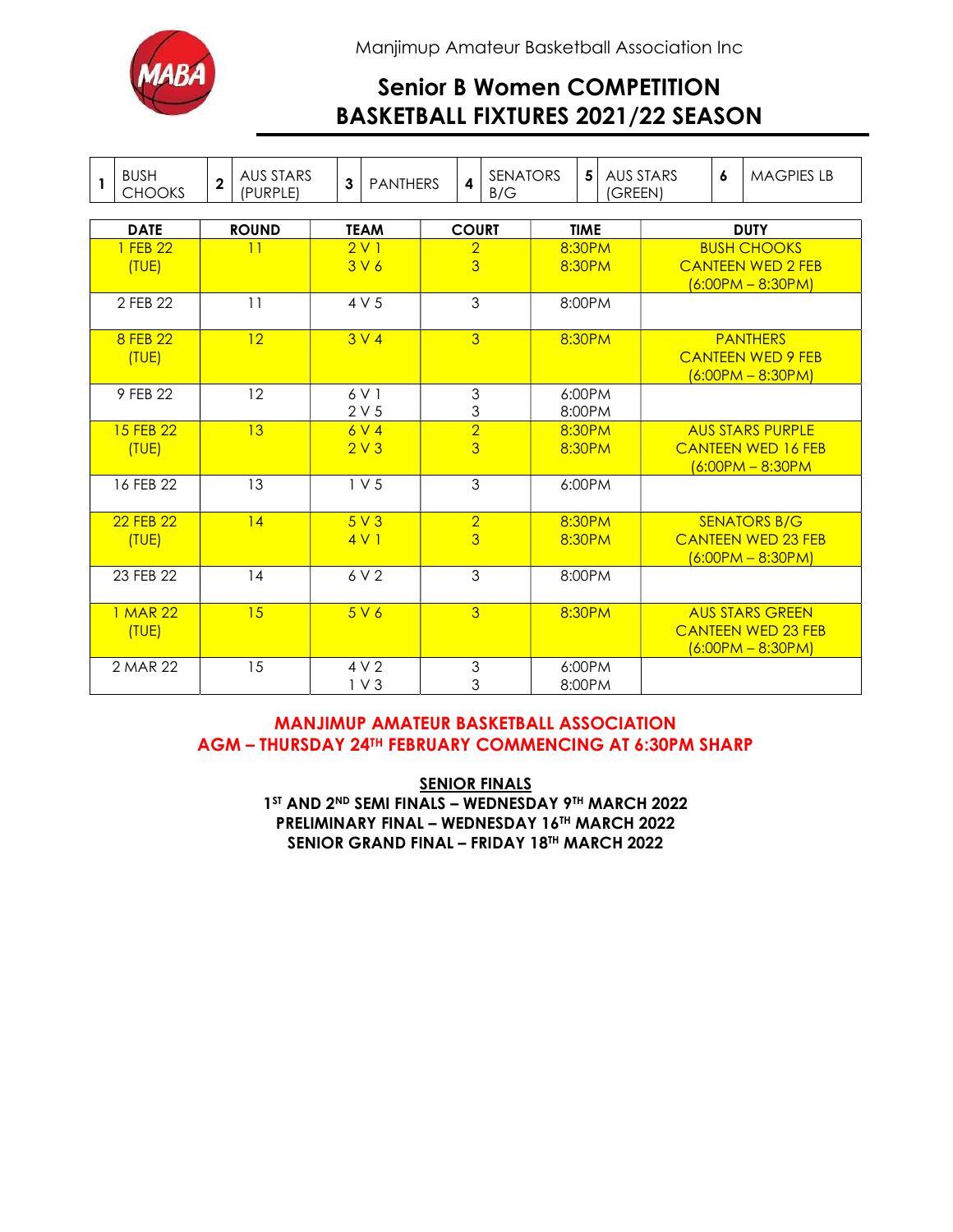Manjimup Amateur Basketball Association Inc

# Senior B Women COMPETITION
# BASKETBALL FIXTURES 2021/22 SEASON

| 1 | BUSH CHOOKS | 2 | AUS STARS (PURPLE) | 3 | PANTHERS | 4 | SENATORS B/G | 5 | AUS STARS (GREEN) | 6 | MAGPIES LB |
|---|---|---|---|---|---|---|---|---|---|---|---|

| DATE | ROUND | TEAM | COURT | TIME | DUTY |
|---|---|---|---|---|---|
| 1 FEB 22 (TUE) | 11 | 2 V 1<br>3 V 6 | 2<br>3 | 8:30PM<br>8:30PM | BUSH CHOOKS<br>CANTEEN WED 2 FEB<br>(6:00PM – 8:30PM) |
| 2 FEB 22 | 11 | 4 V 5 | 3 | 8:00PM | |
| 8 FEB 22 (TUE) | 12 | 3 V 4 | 3 | 8:30PM | PANTHERS<br>CANTEEN WED 9 FEB<br>(6:00PM – 8:30PM) |
| 9 FEB 22 | 12 | 6 V 1<br>2 V 5 | 3<br>3 | 6:00PM<br>8:00PM | |
| 15 FEB 22 (TUE) | 13 | 6 V 4<br>2 V 3 | 2<br>3 | 8:30PM<br>8:30PM | AUS STARS PURPLE<br>CANTEEN WED 16 FEB<br>(6:00PM – 8:30PM |
| 16 FEB 22 | 13 | 1 V 5 | 3 | 6:00PM | |
| 22 FEB 22 (TUE) | 14 | 5 V 3<br>4 V 1 | 2<br>3 | 8:30PM<br>8:30PM | SENATORS B/G<br>CANTEEN WED 23 FEB<br>(6:00PM – 8:30PM) |
| 23 FEB 22 | 14 | 6 V 2 | 3 | 8:00PM | |
| 1 MAR 22 (TUE) | 15 | 5 V 6 | 3 | 8:30PM | AUS STARS GREEN<br>CANTEEN WED 23 FEB<br>(6:00PM – 8:30PM) |
| 2 MAR 22 | 15 | 4 V 2<br>1 V 3 | 3<br>3 | 6:00PM<br>8:00PM | |

**MANJIMUP AMATEUR BASKETBALL ASSOCIATION**
**AGM – THURSDAY 24TH FEBRUARY COMMENCING AT 6:30PM SHARP**

**SENIOR FINALS**

**1ST AND 2ND SEMI FINALS – WEDNESDAY 9TH MARCH 2022**
**PRELIMINARY FINAL – WEDNESDAY 16TH MARCH 2022**
**SENIOR GRAND FINAL – FRIDAY 18TH MARCH 2022**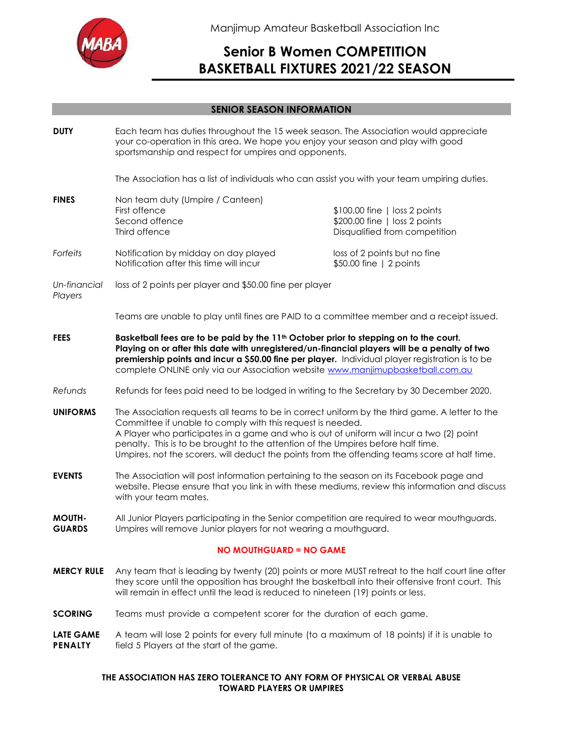Manjimup Amateur Basketball Association Inc

# Senior B Women COMPETITION
# BASKETBALL FIXTURES 2021/22 SEASON

## SENIOR SEASON INFORMATION

**DUTY** Each team has duties throughout the 15 week season. The Association would appreciate your co-operation in this area. We hope you enjoy your season and play with good sportsmanship and respect for umpires and opponents.

The Association has a list of individuals who can assist you with your team umpiring duties.

**FINES** Non team duty (Umpire / Canteen)

| | | |
|---|---|---|
| | First offence | $100.00 fine \| loss 2 points |
| | Second offence | $200.00 fine \| loss 2 points |
| | Third offence | Disqualified from competition |
| *Forfeits* | Notification by midday on day played | loss of 2 points but no fine |
| | Notification after this time will incur | $50.00 fine \| 2 points |

*Un-financial Players* loss of 2 points per player and $50.00 fine per player

Teams are unable to play until fines are PAID to a committee member and a receipt issued.

**FEES** **Basketball fees are to be paid by the 11th October prior to stepping on to the court. Playing on or after this date with unregistered/un-financial players will be a penalty of two premiership points and incur a $50.00 fine per player.** Individual player registration is to be complete ONLINE only via our Association website www.manjimupbasketball.com.au

*Refunds* Refunds for fees paid need to be lodged in writing to the Secretary by 30 December 2020.

**UNIFORMS** The Association requests all teams to be in correct uniform by the third game. A letter to the Committee if unable to comply with this request is needed.
A Player who participates in a game and who is out of uniform will incur a two (2) point penalty. This is to be brought to the attention of the Umpires before half time.
Umpires, not the scorers, will deduct the points from the offending teams score at half time.

**EVENTS** The Association will post information pertaining to the season on its Facebook page and website. Please ensure that you link in with these mediums, review this information and discuss with your team mates.

**MOUTH-GUARDS** All Junior Players participating in the Senior competition are required to wear mouthguards. Umpires will remove Junior players for not wearing a mouthguard.

**NO MOUTHGUARD = NO GAME**

**MERCY RULE** Any team that is leading by twenty (20) points or more MUST retreat to the half court line after they score until the opposition has brought the basketball into their offensive front court. This will remain in effect until the lead is reduced to nineteen (19) points or less.

**SCORING** Teams must provide a competent scorer for the duration of each game.

**LATE GAME PENALTY** A team will lose 2 points for every full minute (to a maximum of 18 points) if it is unable to field 5 Players at the start of the game.

**THE ASSOCIATION HAS ZERO TOLERANCE TO ANY FORM OF PHYSICAL OR VERBAL ABUSE TOWARD PLAYERS OR UMPIRES**